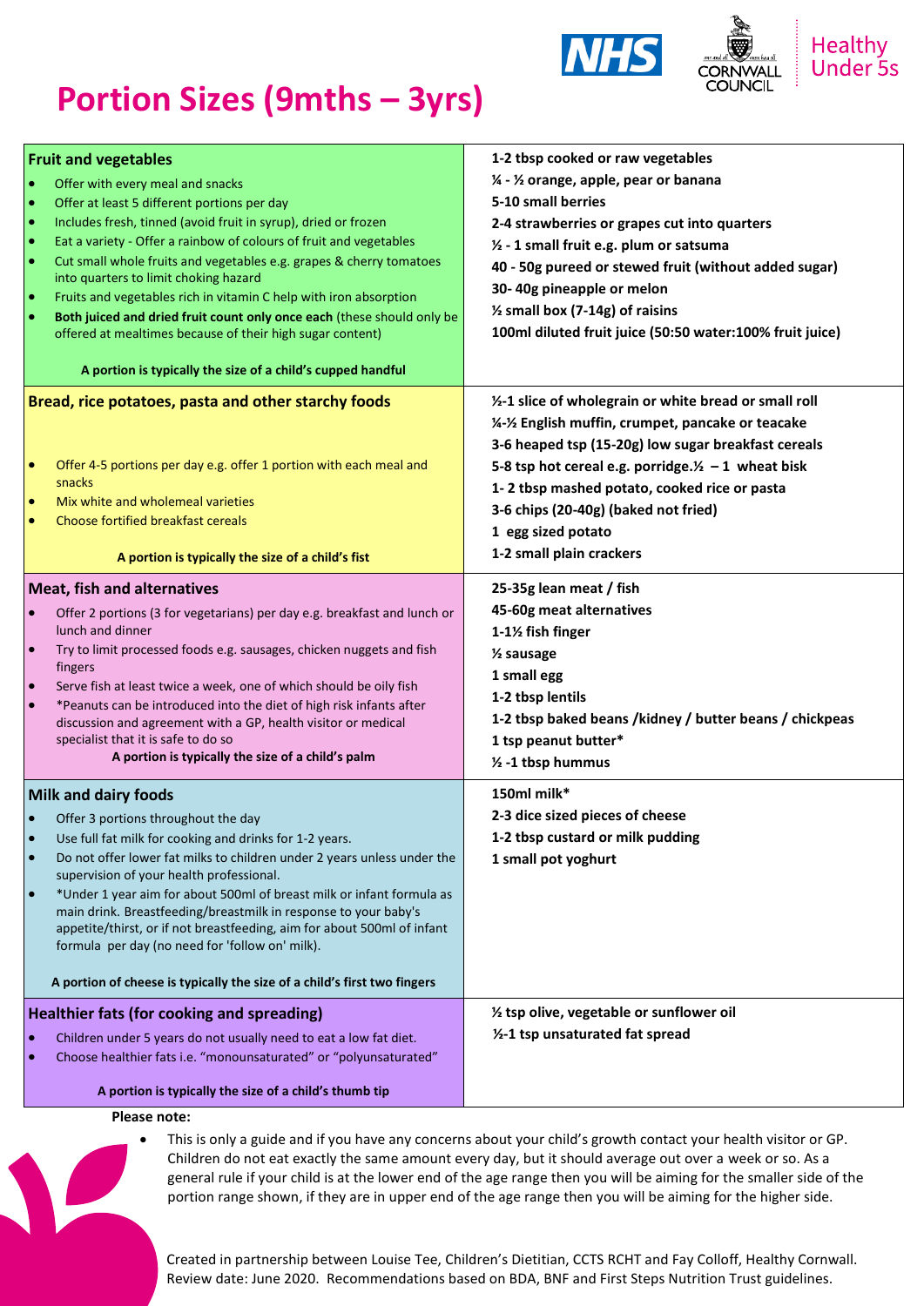# Portion Sizes (9mths – 3yrs)

Healthy Under 5s

| | |
|---|---|
| **Fruit and vegetables**<br>• Offer with every meal and snacks<br>• Offer at least 5 different portions per day<br>• Includes fresh, tinned (avoid fruit in syrup), dried or frozen<br>• Eat a variety - Offer a rainbow of colours of fruit and vegetables<br>• Cut small whole fruits and vegetables e.g. grapes & cherry tomatoes into quarters to limit choking hazard<br>• Fruits and vegetables rich in vitamin C help with iron absorption<br>• **Both juiced and dried fruit count only once each** (these should only be offered at mealtimes because of their high sugar content)<br>**A portion is typically the size of a child's cupped handful** | **1-2 tbsp cooked or raw vegetables**<br>**¼ - ½ orange, apple, pear or banana**<br>**5-10 small berries**<br>**2-4 strawberries or grapes cut into quarters**<br>**½ - 1 small fruit e.g. plum or satsuma**<br>**40 - 50g pureed or stewed fruit (without added sugar)**<br>**30- 40g pineapple or melon**<br>**½ small box (7-14g) of raisins**<br>**100ml diluted fruit juice (50:50 water:100% fruit juice)** |
| **Bread, rice potatoes, pasta and other starchy foods**<br>• Offer 4-5 portions per day e.g. offer 1 portion with each meal and snacks<br>• Mix white and wholemeal varieties<br>• Choose fortified breakfast cereals<br>**A portion is typically the size of a child's fist** | **½-1 slice of wholegrain or white bread or small roll**<br>**¼-½ English muffin, crumpet, pancake or teacake**<br>**3-6 heaped tsp (15-20g) low sugar breakfast cereals**<br>**5-8 tsp hot cereal e.g. porridge.½ – 1 wheat bisk**<br>**1- 2 tbsp mashed potato, cooked rice or pasta**<br>**3-6 chips (20-40g) (baked not fried)**<br>**1 egg sized potato**<br>**1-2 small plain crackers** |
| **Meat, fish and alternatives**<br>• Offer 2 portions (3 for vegetarians) per day e.g. breakfast and lunch or lunch and dinner<br>• Try to limit processed foods e.g. sausages, chicken nuggets and fish fingers<br>• Serve fish at least twice a week, one of which should be oily fish<br>• *Peanuts can be introduced into the diet of high risk infants after discussion and agreement with a GP, health visitor or medical specialist that it is safe to do so<br>**A portion is typically the size of a child's palm** | **25-35g lean meat / fish**<br>**45-60g meat alternatives**<br>**1-1½ fish finger**<br>**½ sausage**<br>**1 small egg**<br>**1-2 tbsp lentils**<br>**1-2 tbsp baked beans /kidney / butter beans / chickpeas**<br>**1 tsp peanut butter***<br>**½ -1 tbsp hummus** |
| **Milk and dairy foods**<br>• Offer 3 portions throughout the day<br>• Use full fat milk for cooking and drinks for 1-2 years.<br>• Do not offer lower fat milks to children under 2 years unless under the supervision of your health professional.<br>• *Under 1 year aim for about 500ml of breast milk or infant formula as main drink. Breastfeeding/breastmilk in response to your baby's appetite/thirst, or if not breastfeeding, aim for about 500ml of infant formula per day (no need for 'follow on' milk).<br>**A portion of cheese is typically the size of a child's first two fingers** | **150ml milk***<br>**2-3 dice sized pieces of cheese**<br>**1-2 tbsp custard or milk pudding**<br>**1 small pot yoghurt** |
| **Healthier fats (for cooking and spreading)**<br>• Children under 5 years do not usually need to eat a low fat diet.<br>• Choose healthier fats i.e. "monounsaturated" or "polyunsaturated"<br>**A portion is typically the size of a child's thumb tip** | **½ tsp olive, vegetable or sunflower oil**<br>**½-1 tsp unsaturated fat spread** |

**Please note:**

- This is only a guide and if you have any concerns about your child's growth contact your health visitor or GP. Children do not eat exactly the same amount every day, but it should average out over a week or so. As a general rule if your child is at the lower end of the age range then you will be aiming for the smaller side of the portion range shown, if they are in upper end of the age range then you will be aiming for the higher side.

Created in partnership between Louise Tee, Children's Dietitian, CCTS RCHT and Fay Colloff, Healthy Cornwall. Review date: June 2020. Recommendations based on BDA, BNF and First Steps Nutrition Trust guidelines.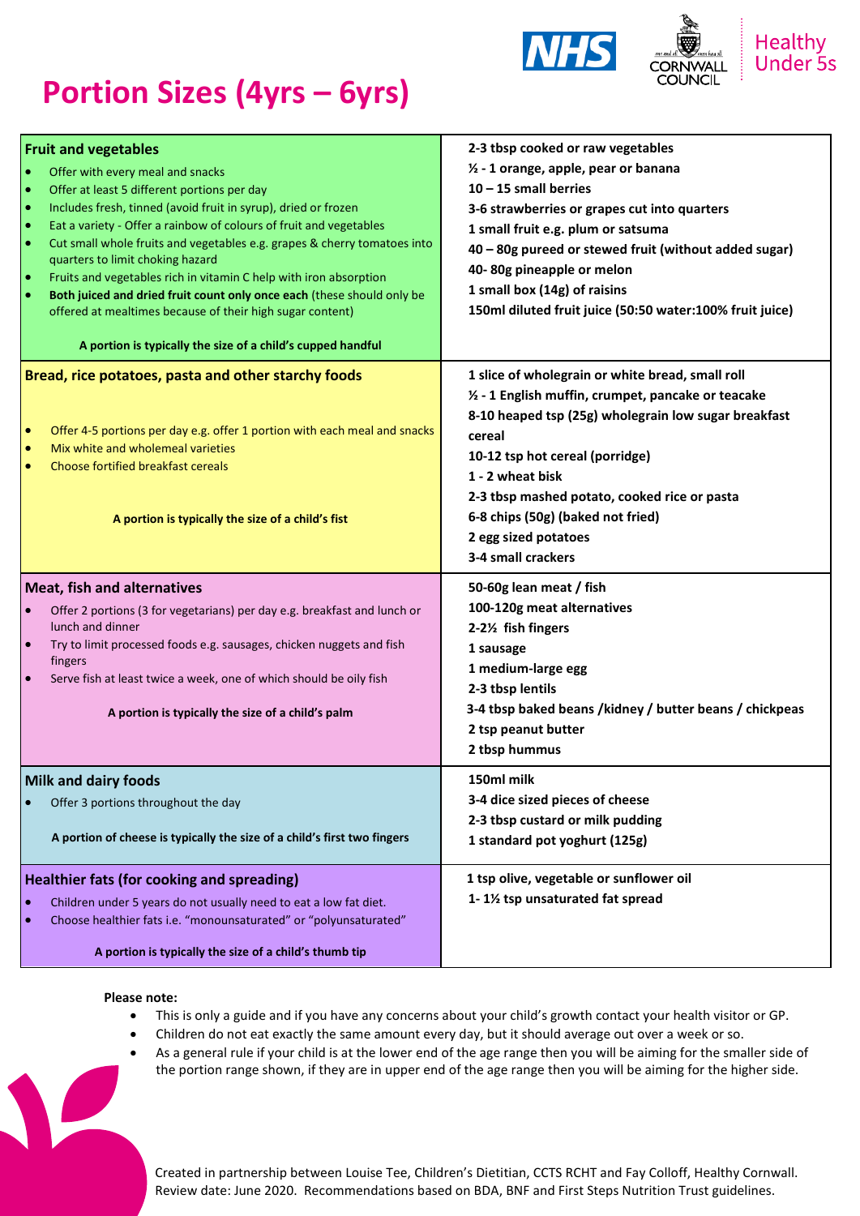# Portion Sizes (4yrs – 6yrs)

Healthy Under 5s

| | |
|---|---|
| **Fruit and vegetables**<br>• Offer with every meal and snacks<br>• Offer at least 5 different portions per day<br>• Includes fresh, tinned (avoid fruit in syrup), dried or frozen<br>• Eat a variety - Offer a rainbow of colours of fruit and vegetables<br>• Cut small whole fruits and vegetables e.g. grapes & cherry tomatoes into quarters to limit choking hazard<br>• Fruits and vegetables rich in vitamin C help with iron absorption<br>• **Both juiced and dried fruit count only once each** (these should only be offered at mealtimes because of their high sugar content)<br><br>**A portion is typically the size of a child's cupped handful** | **2-3 tbsp cooked or raw vegetables**<br>**½ - 1 orange, apple, pear or banana**<br>**10 – 15 small berries**<br>**3-6 strawberries or grapes cut into quarters**<br>**1 small fruit e.g. plum or satsuma**<br>**40 – 80g pureed or stewed fruit (without added sugar)**<br>**40- 80g pineapple or melon**<br>**1 small box (14g) of raisins**<br>**150ml diluted fruit juice (50:50 water:100% fruit juice)** |
| **Bread, rice potatoes, pasta and other starchy foods**<br>• Offer 4-5 portions per day e.g. offer 1 portion with each meal and snacks<br>• Mix white and wholemeal varieties<br>• Choose fortified breakfast cereals<br><br>**A portion is typically the size of a child's fist** | **1 slice of wholegrain or white bread, small roll**<br>**½ - 1 English muffin, crumpet, pancake or teacake**<br>**8-10 heaped tsp (25g) wholegrain low sugar breakfast cereal**<br>**10-12 tsp hot cereal (porridge)**<br>**1 - 2 wheat bisk**<br>**2-3 tbsp mashed potato, cooked rice or pasta**<br>**6-8 chips (50g) (baked not fried)**<br>**2 egg sized potatoes**<br>**3-4 small crackers** |
| **Meat, fish and alternatives**<br>• Offer 2 portions (3 for vegetarians) per day e.g. breakfast and lunch or lunch and dinner<br>• Try to limit processed foods e.g. sausages, chicken nuggets and fish fingers<br>• Serve fish at least twice a week, one of which should be oily fish<br><br>**A portion is typically the size of a child's palm** | **50-60g lean meat / fish**<br>**100-120g meat alternatives**<br>**2-2½ fish fingers**<br>**1 sausage**<br>**1 medium-large egg**<br>**2-3 tbsp lentils**<br>**3-4 tbsp baked beans /kidney / butter beans / chickpeas**<br>**2 tsp peanut butter**<br>**2 tbsp hummus** |
| **Milk and dairy foods**<br>• Offer 3 portions throughout the day<br><br>**A portion of cheese is typically the size of a child's first two fingers** | **150ml milk**<br>**3-4 dice sized pieces of cheese**<br>**2-3 tbsp custard or milk pudding**<br>**1 standard pot yoghurt (125g)** |
| **Healthier fats (for cooking and spreading)**<br>• Children under 5 years do not usually need to eat a low fat diet.<br>• Choose healthier fats i.e. "monounsaturated" or "polyunsaturated"<br><br>**A portion is typically the size of a child's thumb tip** | **1 tsp olive, vegetable or sunflower oil**<br>**1- 1½ tsp unsaturated fat spread** |

**Please note:**

- This is only a guide and if you have any concerns about your child's growth contact your health visitor or GP.
- Children do not eat exactly the same amount every day, but it should average out over a week or so.
- As a general rule if your child is at the lower end of the age range then you will be aiming for the smaller side of the portion range shown, if they are in upper end of the age range then you will be aiming for the higher side.

Created in partnership between Louise Tee, Children's Dietitian, CCTS RCHT and Fay Colloff, Healthy Cornwall. Review date: June 2020. Recommendations based on BDA, BNF and First Steps Nutrition Trust guidelines.